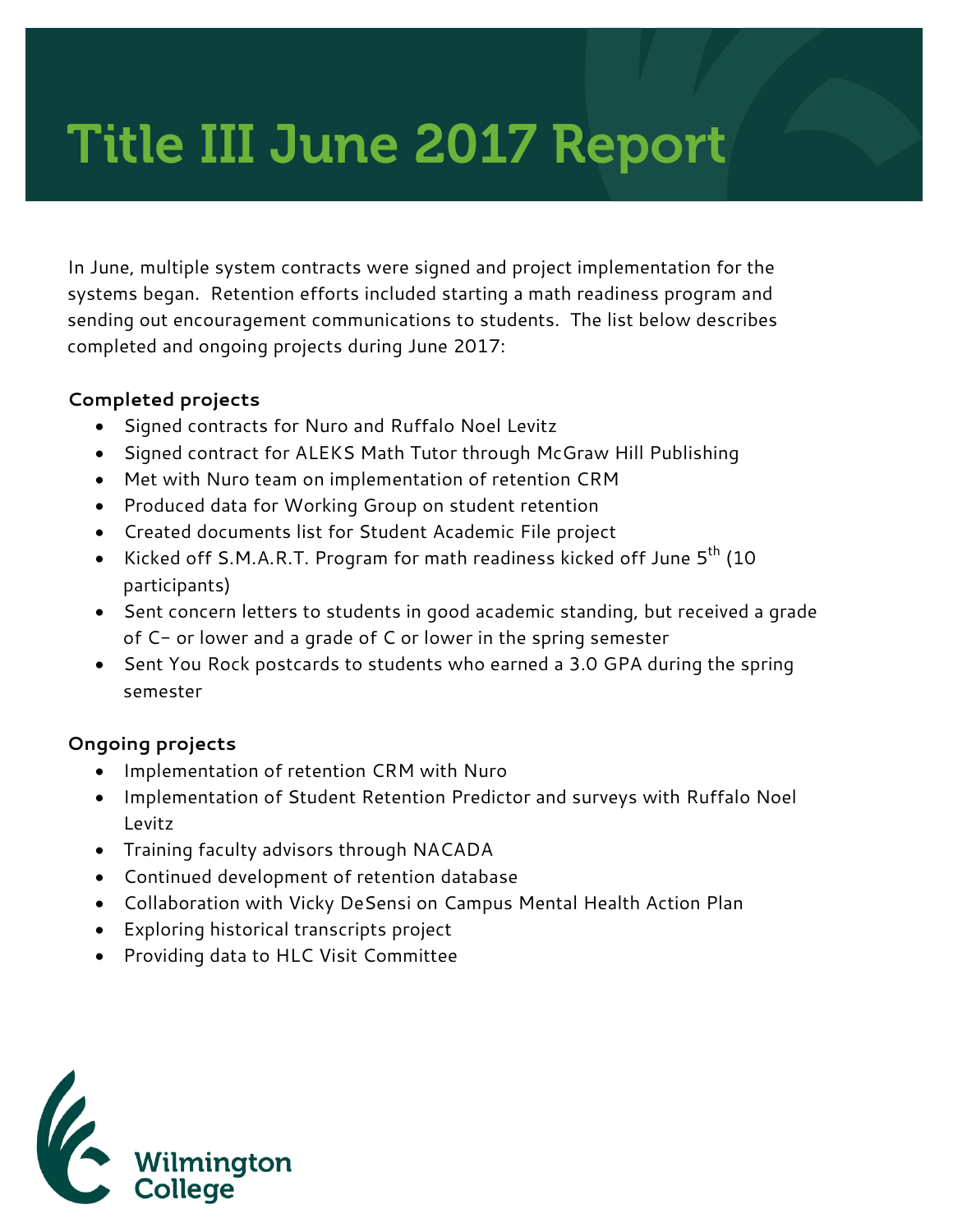# Title III June 2017 Report

In June, multiple system contracts were signed and project implementation for the systems began. Retention efforts included starting a math readiness program and sending out encouragement communications to students. The list below describes completed and ongoing projects during June 2017:

**Completed projects**

- Signed contracts for Nuro and Ruffalo Noel Levitz
- Signed contract for ALEKS Math Tutor through McGraw Hill Publishing
- Met with Nuro team on implementation of retention CRM
- Produced data for Working Group on student retention
- Created documents list for Student Academic File project
- Kicked off S.M.A.R.T. Program for math readiness kicked off June 5th (10 participants)
- Sent concern letters to students in good academic standing, but received a grade of C- or lower and a grade of C or lower in the spring semester
- Sent You Rock postcards to students who earned a 3.0 GPA during the spring semester

**Ongoing projects**

- Implementation of retention CRM with Nuro
- Implementation of Student Retention Predictor and surveys with Ruffalo Noel Levitz
- Training faculty advisors through NACADA
- Continued development of retention database
- Collaboration with Vicky DeSensi on Campus Mental Health Action Plan
- Exploring historical transcripts project
- Providing data to HLC Visit Committee

Wilmington College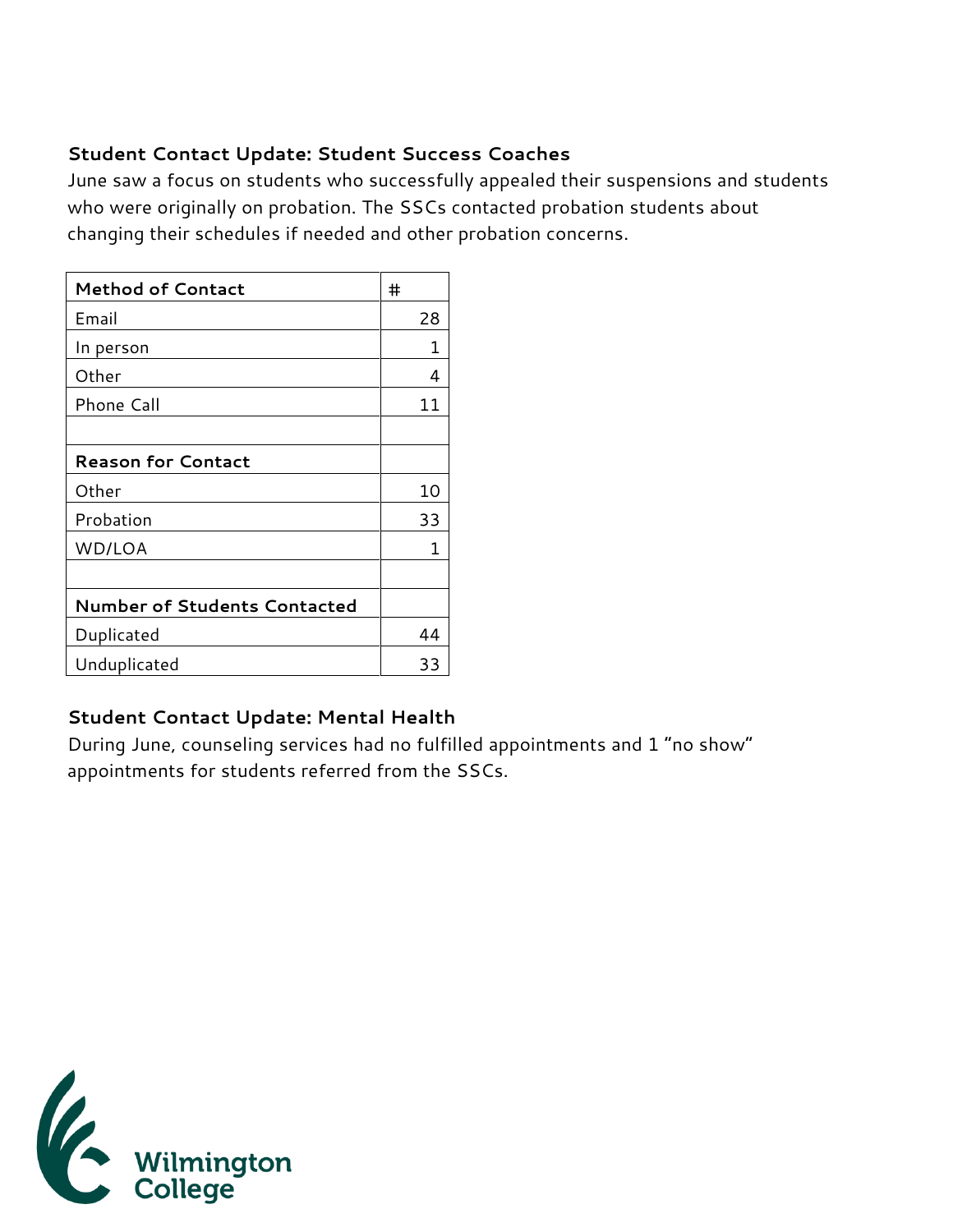### Student Contact Update: Student Success Coaches

June saw a focus on students who successfully appealed their suspensions and students who were originally on probation. The SSCs contacted probation students about changing their schedules if needed and other probation concerns.

| **Method of Contact** | # |
|---|---|
| Email | 28 |
| In person | 1 |
| Other | 4 |
| Phone Call | 11 |
| | |
| **Reason for Contact** | |
| Other | 10 |
| Probation | 33 |
| WD/LOA | 1 |
| | |
| **Number of Students Contacted** | |
| Duplicated | 44 |
| Unduplicated | 33 |

### Student Contact Update: Mental Health

During June, counseling services had no fulfilled appointments and 1 "no show" appointments for students referred from the SSCs.

Wilmington College